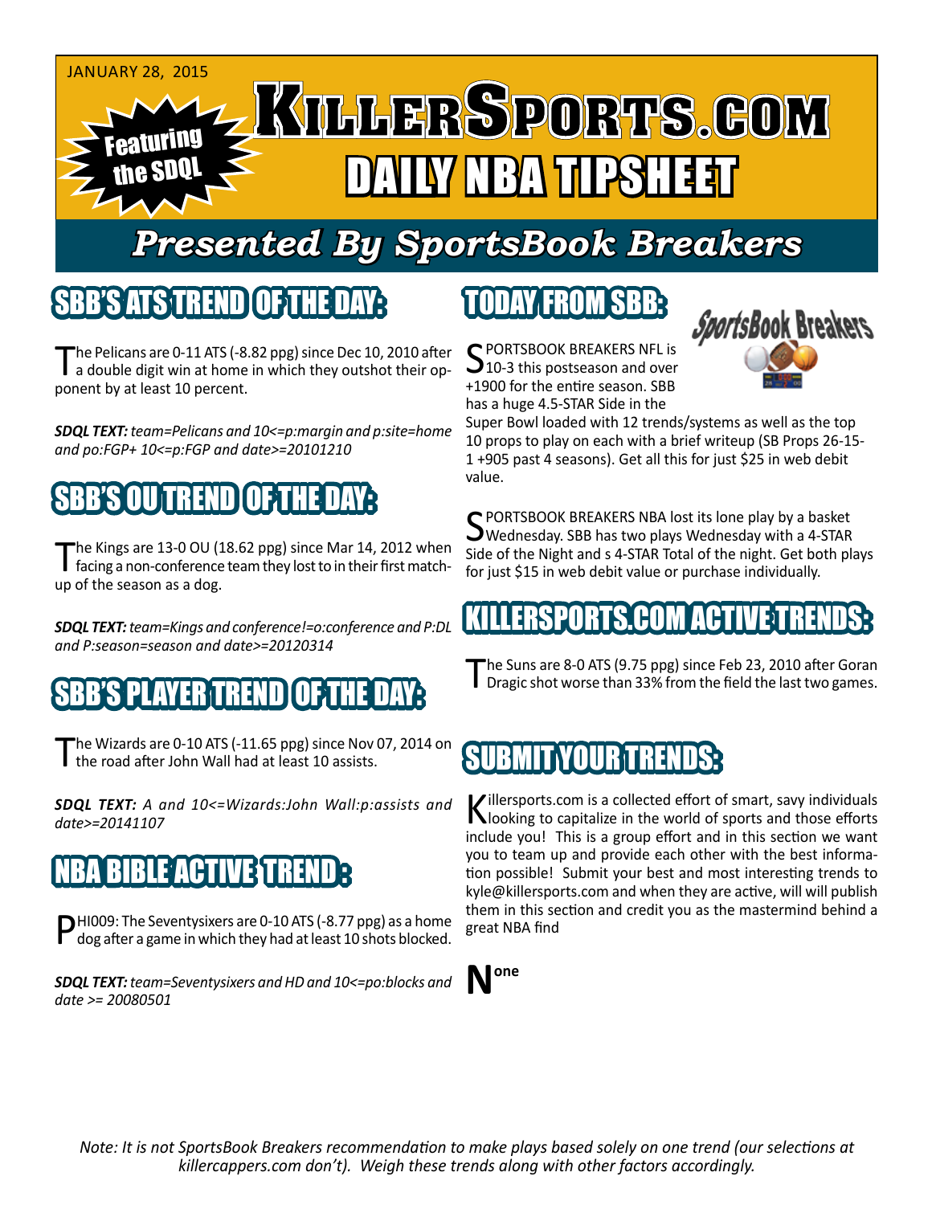JANUARY 28, 2015

# KillerSports.com DAILY NBA TIPSHEET

Featuring the SDQL

## Presented By SportsBook Breakers

## SBB'S ATS TREND OF THE DAY:

The Pelicans are 0-11 ATS (-8.82 ppg) since Dec 10, 2010 after a double digit win at home in which they outshot their opponent by at least 10 percent.

***SDQL TEXT:*** *team=Pelicans and 10<=p:margin and p:site=home and po:FGP+ 10<=p:FGP and date>=20101210*

## SBB'S OU TREND OF THE DAY:

The Kings are 13-0 OU (18.62 ppg) since Mar 14, 2012 when facing a non-conference team they lost to in their first matchup of the season as a dog.

***SDQL TEXT:*** *team=Kings and conference!=o:conference and P:DL and P:season=season and date>=20120314*

## SBB'S PLAYER TREND OF THE DAY:

The Wizards are 0-10 ATS (-11.65 ppg) since Nov 07, 2014 on the road after John Wall had at least 10 assists.

***SDQL TEXT:*** *A and 10<=Wizards:John Wall:p:assists and date>=20141107*

## NBA BIBLE ACTIVE TREND:

PHI009: The Seventysixers are 0-10 ATS (-8.77 ppg) as a home dog after a game in which they had at least 10 shots blocked.

***SDQL TEXT:*** *team=Seventysixers and HD and 10<=po:blocks and date >= 20080501*

## TODAY FROM SBB:

SPORTSBOOK BREAKERS NFL is 10-3 this postseason and over +1900 for the entire season. SBB has a huge 4.5-STAR Side in the Super Bowl loaded with 12 trends/systems as well as the top 10 props to play on each with a brief writeup (SB Props 26-15-1 +905 past 4 seasons). Get all this for just $25 in web debit value.

SPORTSBOOK BREAKERS NBA lost its lone play by a basket Wednesday. SBB has two plays Wednesday with a 4-STAR Side of the Night and s 4-STAR Total of the night. Get both plays for just $15 in web debit value or purchase individually.

## KILLERSPORTS.COM ACTIVE TRENDS:

The Suns are 8-0 ATS (9.75 ppg) since Feb 23, 2010 after Goran Dragic shot worse than 33% from the field the last two games.

## SUBMIT YOUR TRENDS:

Killersports.com is a collected effort of smart, savy individuals looking to capitalize in the world of sports and those efforts include you! This is a group effort and in this section we want you to team up and provide each other with the best information possible! Submit your best and most interesting trends to kyle@killersports.com and when they are active, will will publish them in this section and credit you as the mastermind behind a great NBA find

**None**

*Note: It is not SportsBook Breakers recommendation to make plays based solely on one trend (our selections at killercappers.com don't). Weigh these trends along with other factors accordingly.*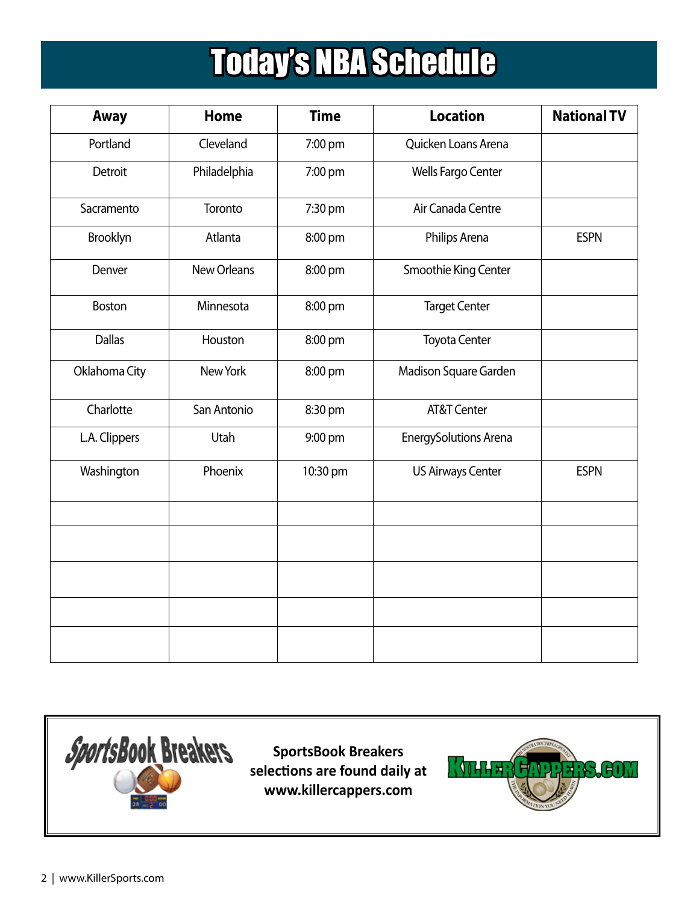# Today's NBA Schedule

| Away | Home | Time | Location | National TV |
|---|---|---|---|---|
| Portland | Cleveland | 7:00 pm | Quicken Loans Arena | |
| Detroit | Philadelphia | 7:00 pm | Wells Fargo Center | |
| Sacramento | Toronto | 7:30 pm | Air Canada Centre | |
| Brooklyn | Atlanta | 8:00 pm | Philips Arena | ESPN |
| Denver | New Orleans | 8:00 pm | Smoothie King Center | |
| Boston | Minnesota | 8:00 pm | Target Center | |
| Dallas | Houston | 8:00 pm | Toyota Center | |
| Oklahoma City | New York | 8:00 pm | Madison Square Garden | |
| Charlotte | San Antonio | 8:30 pm | AT&T Center | |
| L.A. Clippers | Utah | 9:00 pm | EnergySolutions Arena | |
| Washington | Phoenix | 10:30 pm | US Airways Center | ESPN |
| | | | | |
| | | | | |
| | | | | |
| | | | | |
| | | | | |

SportsBook Breakers

**SportsBook Breakers selections are found daily at www.killercappers.com**

KILLERCAPPERS.COM